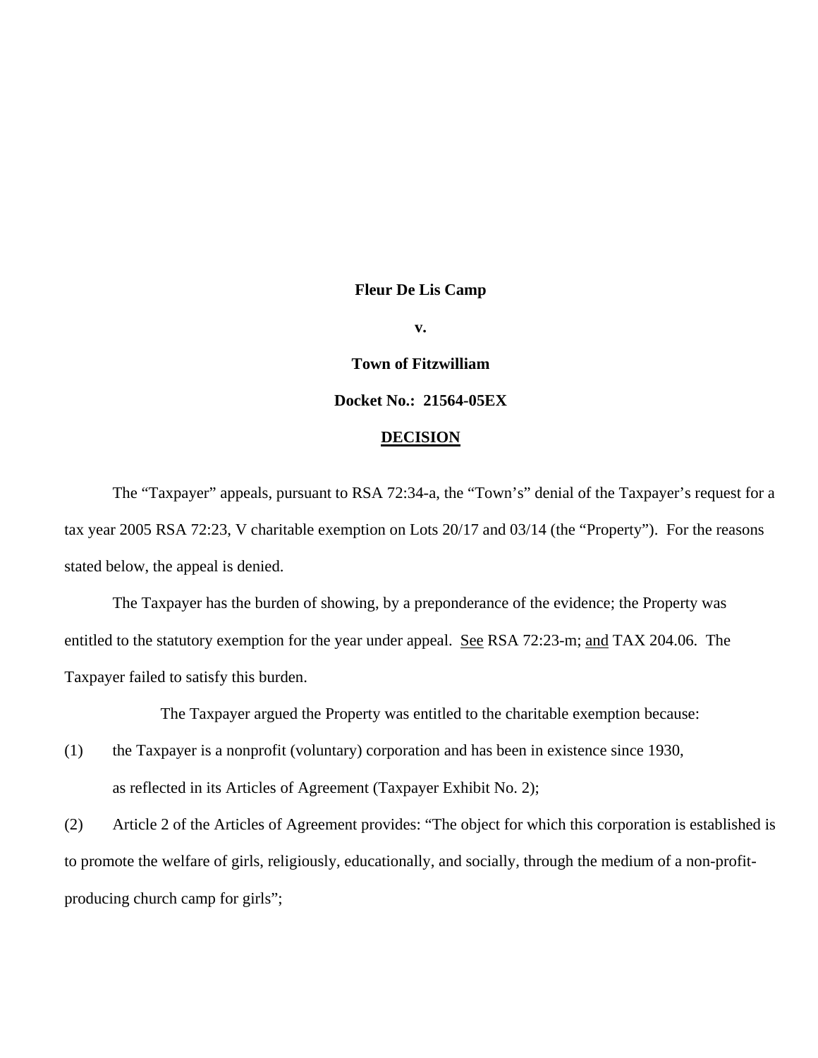**Fleur De Lis Camp**

**v.**

**Town of Fitzwilliam**

**Docket No.: 21564-05EX**

**DECISION**

The "Taxpayer" appeals, pursuant to RSA 72:34-a, the "Town's" denial of the Taxpayer's request for a tax year 2005 RSA 72:23, V charitable exemption on Lots 20/17 and 03/14 (the "Property"). For the reasons stated below, the appeal is denied.

The Taxpayer has the burden of showing, by a preponderance of the evidence; the Property was entitled to the statutory exemption for the year under appeal. See RSA 72:23-m; and TAX 204.06. The Taxpayer failed to satisfy this burden.

The Taxpayer argued the Property was entitled to the charitable exemption because:

(1) the Taxpayer is a nonprofit (voluntary) corporation and has been in existence since 1930, as reflected in its Articles of Agreement (Taxpayer Exhibit No. 2);

(2) Article 2 of the Articles of Agreement provides: "The object for which this corporation is established is to promote the welfare of girls, religiously, educationally, and socially, through the medium of a non-profit-producing church camp for girls";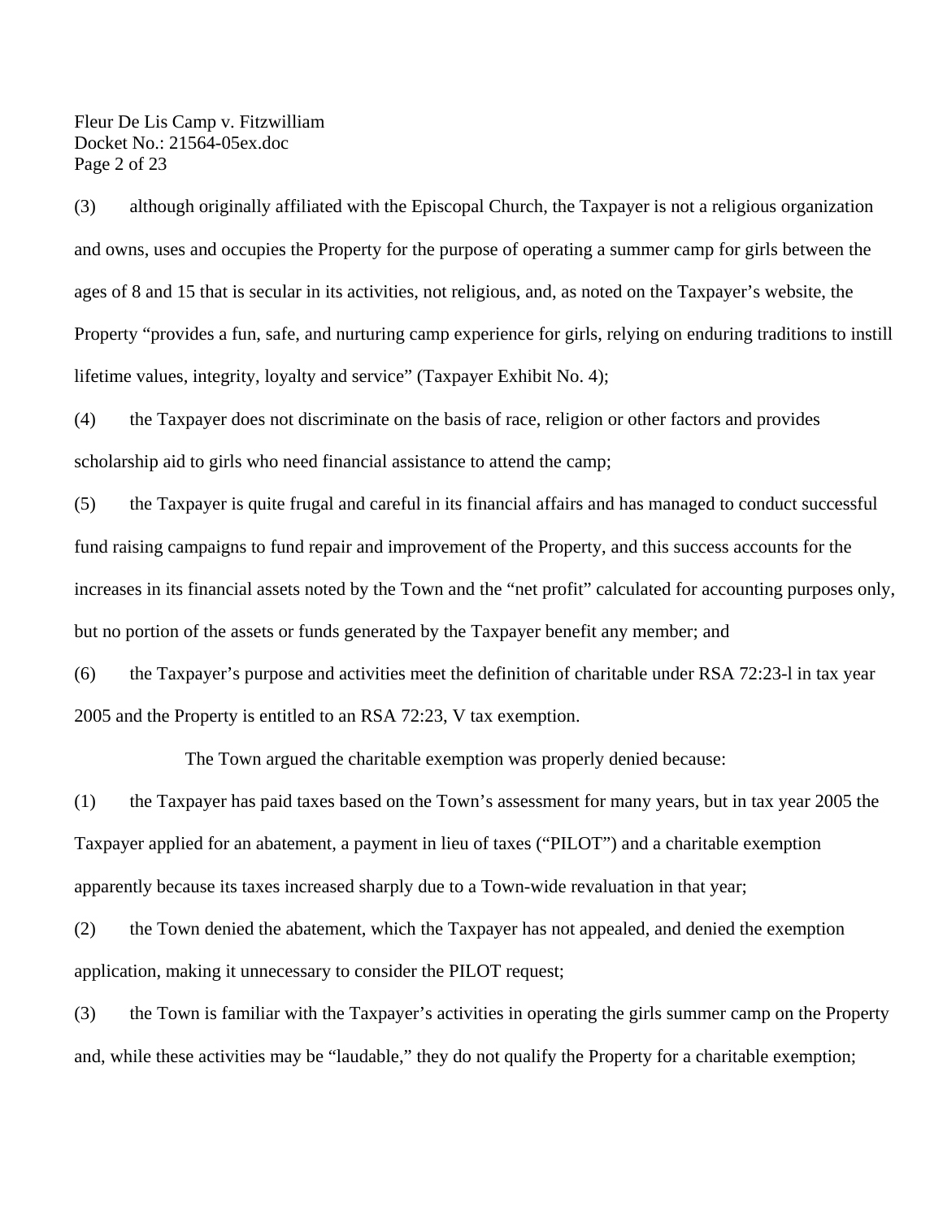(3) although originally affiliated with the Episcopal Church, the Taxpayer is not a religious organization and owns, uses and occupies the Property for the purpose of operating a summer camp for girls between the ages of 8 and 15 that is secular in its activities, not religious, and, as noted on the Taxpayer's website, the Property "provides a fun, safe, and nurturing camp experience for girls, relying on enduring traditions to instill lifetime values, integrity, loyalty and service" (Taxpayer Exhibit No. 4);

(4) the Taxpayer does not discriminate on the basis of race, religion or other factors and provides scholarship aid to girls who need financial assistance to attend the camp;

(5) the Taxpayer is quite frugal and careful in its financial affairs and has managed to conduct successful fund raising campaigns to fund repair and improvement of the Property, and this success accounts for the increases in its financial assets noted by the Town and the "net profit" calculated for accounting purposes only, but no portion of the assets or funds generated by the Taxpayer benefit any member; and

(6) the Taxpayer's purpose and activities meet the definition of charitable under RSA 72:23-l in tax year 2005 and the Property is entitled to an RSA 72:23, V tax exemption.

The Town argued the charitable exemption was properly denied because:

(1) the Taxpayer has paid taxes based on the Town's assessment for many years, but in tax year 2005 the Taxpayer applied for an abatement, a payment in lieu of taxes ("PILOT") and a charitable exemption apparently because its taxes increased sharply due to a Town-wide revaluation in that year;

(2) the Town denied the abatement, which the Taxpayer has not appealed, and denied the exemption application, making it unnecessary to consider the PILOT request;

(3) the Town is familiar with the Taxpayer's activities in operating the girls summer camp on the Property and, while these activities may be "laudable," they do not qualify the Property for a charitable exemption;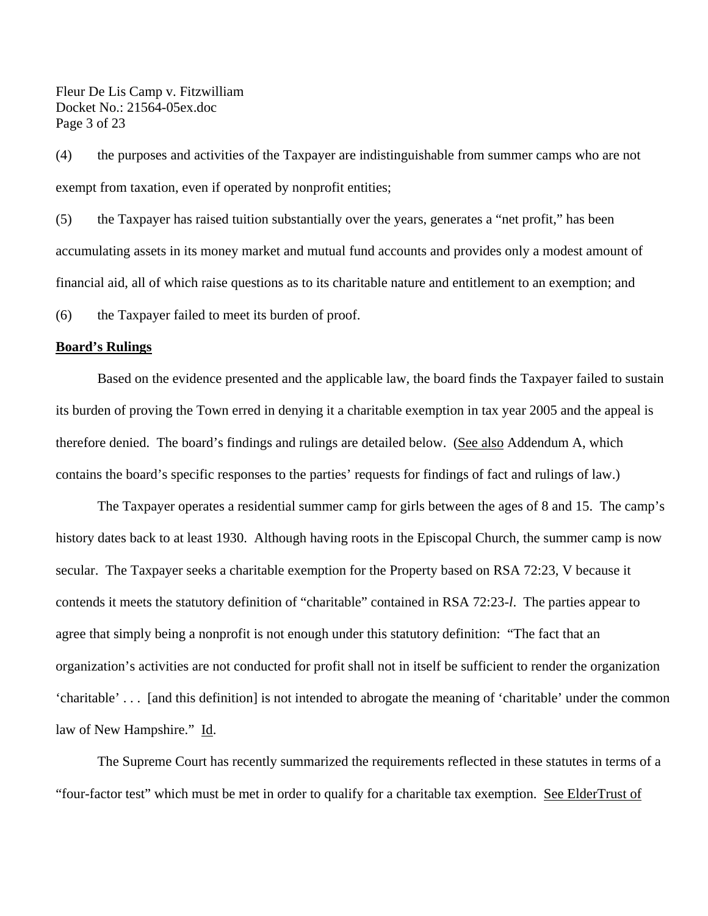(4) the purposes and activities of the Taxpayer are indistinguishable from summer camps who are not exempt from taxation, even if operated by nonprofit entities;

(5) the Taxpayer has raised tuition substantially over the years, generates a "net profit," has been accumulating assets in its money market and mutual fund accounts and provides only a modest amount of financial aid, all of which raise questions as to its charitable nature and entitlement to an exemption; and

(6) the Taxpayer failed to meet its burden of proof.

**Board's Rulings**

Based on the evidence presented and the applicable law, the board finds the Taxpayer failed to sustain its burden of proving the Town erred in denying it a charitable exemption in tax year 2005 and the appeal is therefore denied. The board's findings and rulings are detailed below. (See also Addendum A, which contains the board's specific responses to the parties' requests for findings of fact and rulings of law.)

The Taxpayer operates a residential summer camp for girls between the ages of 8 and 15. The camp's history dates back to at least 1930. Although having roots in the Episcopal Church, the summer camp is now secular. The Taxpayer seeks a charitable exemption for the Property based on RSA 72:23, V because it contends it meets the statutory definition of "charitable" contained in RSA 72:23-*l*. The parties appear to agree that simply being a nonprofit is not enough under this statutory definition: "The fact that an organization's activities are not conducted for profit shall not in itself be sufficient to render the organization 'charitable' . . . [and this definition] is not intended to abrogate the meaning of 'charitable' under the common law of New Hampshire." Id.

The Supreme Court has recently summarized the requirements reflected in these statutes in terms of a "four-factor test" which must be met in order to qualify for a charitable tax exemption. See ElderTrust of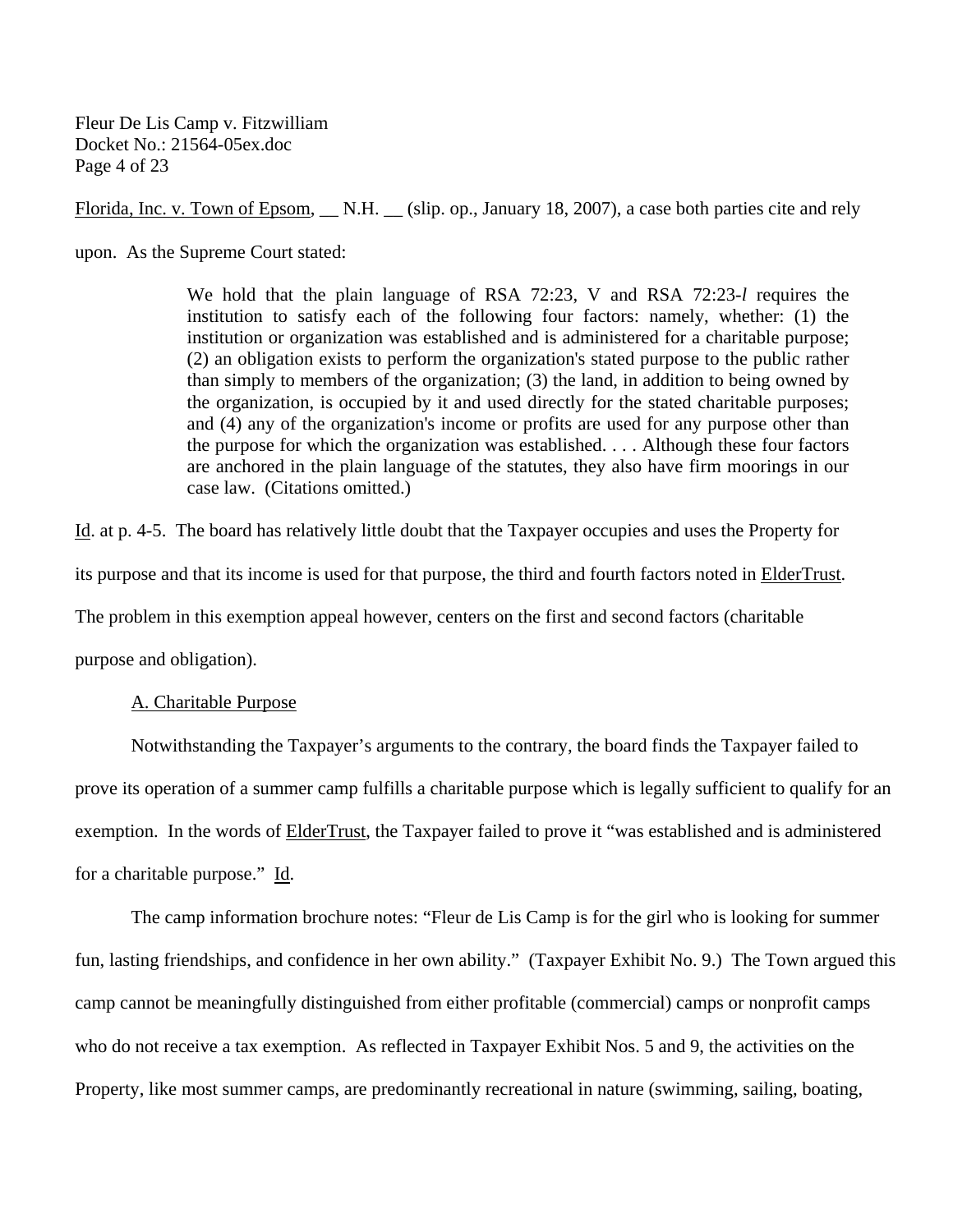Florida, Inc. v. Town of Epsom, __ N.H. __ (slip. op., January 18, 2007), a case both parties cite and rely upon. As the Supreme Court stated:

> We hold that the plain language of RSA 72:23, V and RSA 72:23-*l* requires the institution to satisfy each of the following four factors: namely, whether: (1) the institution or organization was established and is administered for a charitable purpose; (2) an obligation exists to perform the organization's stated purpose to the public rather than simply to members of the organization; (3) the land, in addition to being owned by the organization, is occupied by it and used directly for the stated charitable purposes; and (4) any of the organization's income or profits are used for any purpose other than the purpose for which the organization was established. . . . Although these four factors are anchored in the plain language of the statutes, they also have firm moorings in our case law. (Citations omitted.)

Id. at p. 4-5. The board has relatively little doubt that the Taxpayer occupies and uses the Property for its purpose and that its income is used for that purpose, the third and fourth factors noted in ElderTrust. The problem in this exemption appeal however, centers on the first and second factors (charitable purpose and obligation).

A. Charitable Purpose

Notwithstanding the Taxpayer's arguments to the contrary, the board finds the Taxpayer failed to prove its operation of a summer camp fulfills a charitable purpose which is legally sufficient to qualify for an exemption. In the words of ElderTrust, the Taxpayer failed to prove it "was established and is administered for a charitable purpose." Id.

The camp information brochure notes: "Fleur de Lis Camp is for the girl who is looking for summer fun, lasting friendships, and confidence in her own ability." (Taxpayer Exhibit No. 9.) The Town argued this camp cannot be meaningfully distinguished from either profitable (commercial) camps or nonprofit camps who do not receive a tax exemption. As reflected in Taxpayer Exhibit Nos. 5 and 9, the activities on the Property, like most summer camps, are predominantly recreational in nature (swimming, sailing, boating,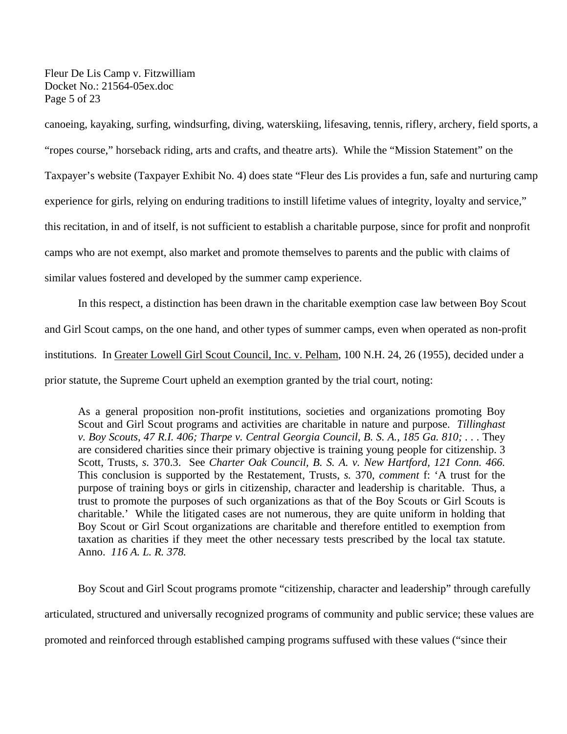canoeing, kayaking, surfing, windsurfing, diving, waterskiing, lifesaving, tennis, riflery, archery, field sports, a "ropes course," horseback riding, arts and crafts, and theatre arts). While the "Mission Statement" on the Taxpayer's website (Taxpayer Exhibit No. 4) does state "Fleur des Lis provides a fun, safe and nurturing camp experience for girls, relying on enduring traditions to instill lifetime values of integrity, loyalty and service," this recitation, in and of itself, is not sufficient to establish a charitable purpose, since for profit and nonprofit camps who are not exempt, also market and promote themselves to parents and the public with claims of similar values fostered and developed by the summer camp experience.

In this respect, a distinction has been drawn in the charitable exemption case law between Boy Scout and Girl Scout camps, on the one hand, and other types of summer camps, even when operated as non-profit institutions. In Greater Lowell Girl Scout Council, Inc. v. Pelham, 100 N.H. 24, 26 (1955), decided under a prior statute, the Supreme Court upheld an exemption granted by the trial court, noting:

> As a general proposition non-profit institutions, societies and organizations promoting Boy Scout and Girl Scout programs and activities are charitable in nature and purpose. *Tillinghast v. Boy Scouts, 47 R.I. 406; Tharpe v. Central Georgia Council, B. S. A., 185 Ga. 810;* . . . They are considered charities since their primary objective is training young people for citizenship. 3 Scott, Trusts, *s.* 370.3. See *Charter Oak Council, B. S. A. v. New Hartford, 121 Conn. 466.* This conclusion is supported by the Restatement, Trusts, *s.* 370, *comment* f: 'A trust for the purpose of training boys or girls in citizenship, character and leadership is charitable. Thus, a trust to promote the purposes of such organizations as that of the Boy Scouts or Girl Scouts is charitable.' While the litigated cases are not numerous, they are quite uniform in holding that Boy Scout or Girl Scout organizations are charitable and therefore entitled to exemption from taxation as charities if they meet the other necessary tests prescribed by the local tax statute. Anno. *116 A. L. R. 378.*

Boy Scout and Girl Scout programs promote "citizenship, character and leadership" through carefully articulated, structured and universally recognized programs of community and public service; these values are promoted and reinforced through established camping programs suffused with these values ("since their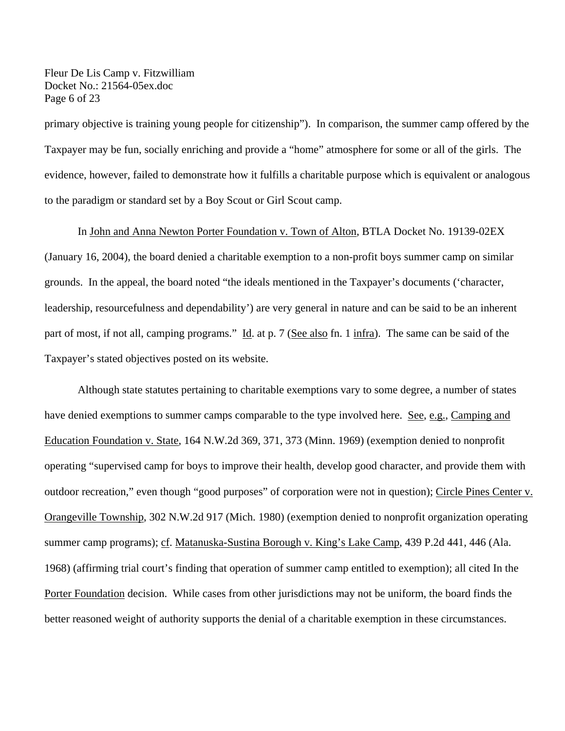primary objective is training young people for citizenship"). In comparison, the summer camp offered by the Taxpayer may be fun, socially enriching and provide a "home" atmosphere for some or all of the girls. The evidence, however, failed to demonstrate how it fulfills a charitable purpose which is equivalent or analogous to the paradigm or standard set by a Boy Scout or Girl Scout camp.

In John and Anna Newton Porter Foundation v. Town of Alton, BTLA Docket No. 19139-02EX (January 16, 2004), the board denied a charitable exemption to a non-profit boys summer camp on similar grounds. In the appeal, the board noted "the ideals mentioned in the Taxpayer's documents ('character, leadership, resourcefulness and dependability') are very general in nature and can be said to be an inherent part of most, if not all, camping programs." Id. at p. 7 (See also fn. 1 infra). The same can be said of the Taxpayer's stated objectives posted on its website.

Although state statutes pertaining to charitable exemptions vary to some degree, a number of states have denied exemptions to summer camps comparable to the type involved here. See, e.g., Camping and Education Foundation v. State, 164 N.W.2d 369, 371, 373 (Minn. 1969) (exemption denied to nonprofit operating "supervised camp for boys to improve their health, develop good character, and provide them with outdoor recreation," even though "good purposes" of corporation were not in question); Circle Pines Center v. Orangeville Township, 302 N.W.2d 917 (Mich. 1980) (exemption denied to nonprofit organization operating summer camp programs); cf. Matanuska-Sustina Borough v. King's Lake Camp, 439 P.2d 441, 446 (Ala. 1968) (affirming trial court's finding that operation of summer camp entitled to exemption); all cited In the Porter Foundation decision. While cases from other jurisdictions may not be uniform, the board finds the better reasoned weight of authority supports the denial of a charitable exemption in these circumstances.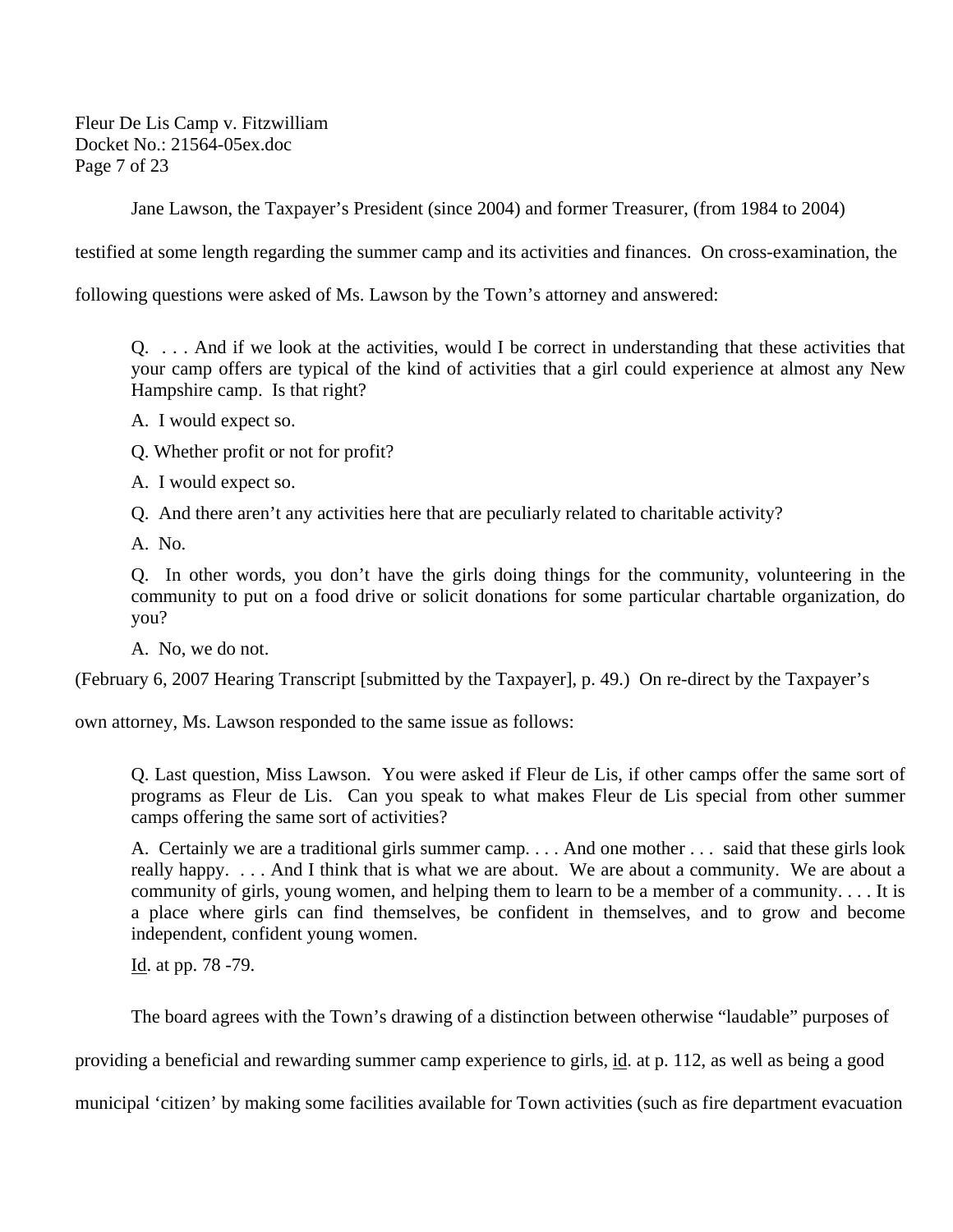Jane Lawson, the Taxpayer's President (since 2004) and former Treasurer, (from 1984 to 2004) testified at some length regarding the summer camp and its activities and finances. On cross-examination, the following questions were asked of Ms. Lawson by the Town's attorney and answered:

> Q. . . . And if we look at the activities, would I be correct in understanding that these activities that your camp offers are typical of the kind of activities that a girl could experience at almost any New Hampshire camp. Is that right?
>
> A. I would expect so.
>
> Q. Whether profit or not for profit?
>
> A. I would expect so.
>
> Q. And there aren't any activities here that are peculiarly related to charitable activity?
>
> A. No.
>
> Q. In other words, you don't have the girls doing things for the community, volunteering in the community to put on a food drive or solicit donations for some particular chartable organization, do you?
>
> A. No, we do not.

(February 6, 2007 Hearing Transcript [submitted by the Taxpayer], p. 49.) On re-direct by the Taxpayer's own attorney, Ms. Lawson responded to the same issue as follows:

> Q. Last question, Miss Lawson. You were asked if Fleur de Lis, if other camps offer the same sort of programs as Fleur de Lis. Can you speak to what makes Fleur de Lis special from other summer camps offering the same sort of activities?
>
> A. Certainly we are a traditional girls summer camp. . . . And one mother . . . said that these girls look really happy. . . . And I think that is what we are about. We are about a community. We are about a community of girls, young women, and helping them to learn to be a member of a community. . . . It is a place where girls can find themselves, be confident in themselves, and to grow and become independent, confident young women.
>
> Id. at pp. 78 -79.

The board agrees with the Town's drawing of a distinction between otherwise "laudable" purposes of providing a beneficial and rewarding summer camp experience to girls, id. at p. 112, as well as being a good municipal 'citizen' by making some facilities available for Town activities (such as fire department evacuation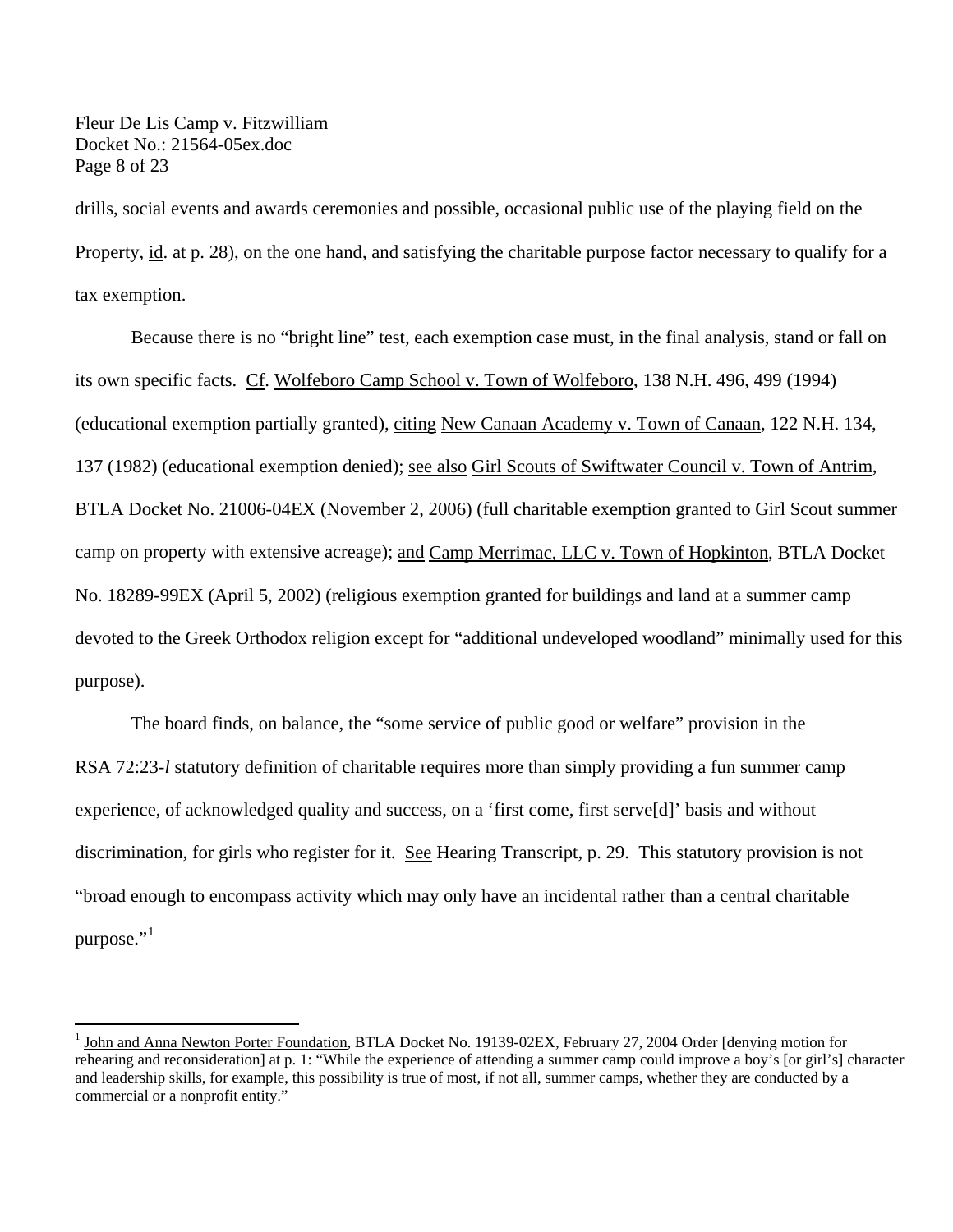drills, social events and awards ceremonies and possible, occasional public use of the playing field on the Property, id. at p. 28), on the one hand, and satisfying the charitable purpose factor necessary to qualify for a tax exemption.

Because there is no "bright line" test, each exemption case must, in the final analysis, stand or fall on its own specific facts. Cf. Wolfeboro Camp School v. Town of Wolfeboro, 138 N.H. 496, 499 (1994) (educational exemption partially granted), citing New Canaan Academy v. Town of Canaan, 122 N.H. 134, 137 (1982) (educational exemption denied); see also Girl Scouts of Swiftwater Council v. Town of Antrim, BTLA Docket No. 21006-04EX (November 2, 2006) (full charitable exemption granted to Girl Scout summer camp on property with extensive acreage); and Camp Merrimac, LLC v. Town of Hopkinton, BTLA Docket No. 18289-99EX (April 5, 2002) (religious exemption granted for buildings and land at a summer camp devoted to the Greek Orthodox religion except for "additional undeveloped woodland" minimally used for this purpose).

The board finds, on balance, the "some service of public good or welfare" provision in the RSA 72:23-*l* statutory definition of charitable requires more than simply providing a fun summer camp experience, of acknowledged quality and success, on a 'first come, first serve[d]' basis and without discrimination, for girls who register for it. See Hearing Transcript, p. 29. This statutory provision is not "broad enough to encompass activity which may only have an incidental rather than a central charitable purpose."[1]

[1] John and Anna Newton Porter Foundation, BTLA Docket No. 19139-02EX, February 27, 2004 Order [denying motion for rehearing and reconsideration] at p. 1: "While the experience of attending a summer camp could improve a boy's [or girl's] character and leadership skills, for example, this possibility is true of most, if not all, summer camps, whether they are conducted by a commercial or a nonprofit entity."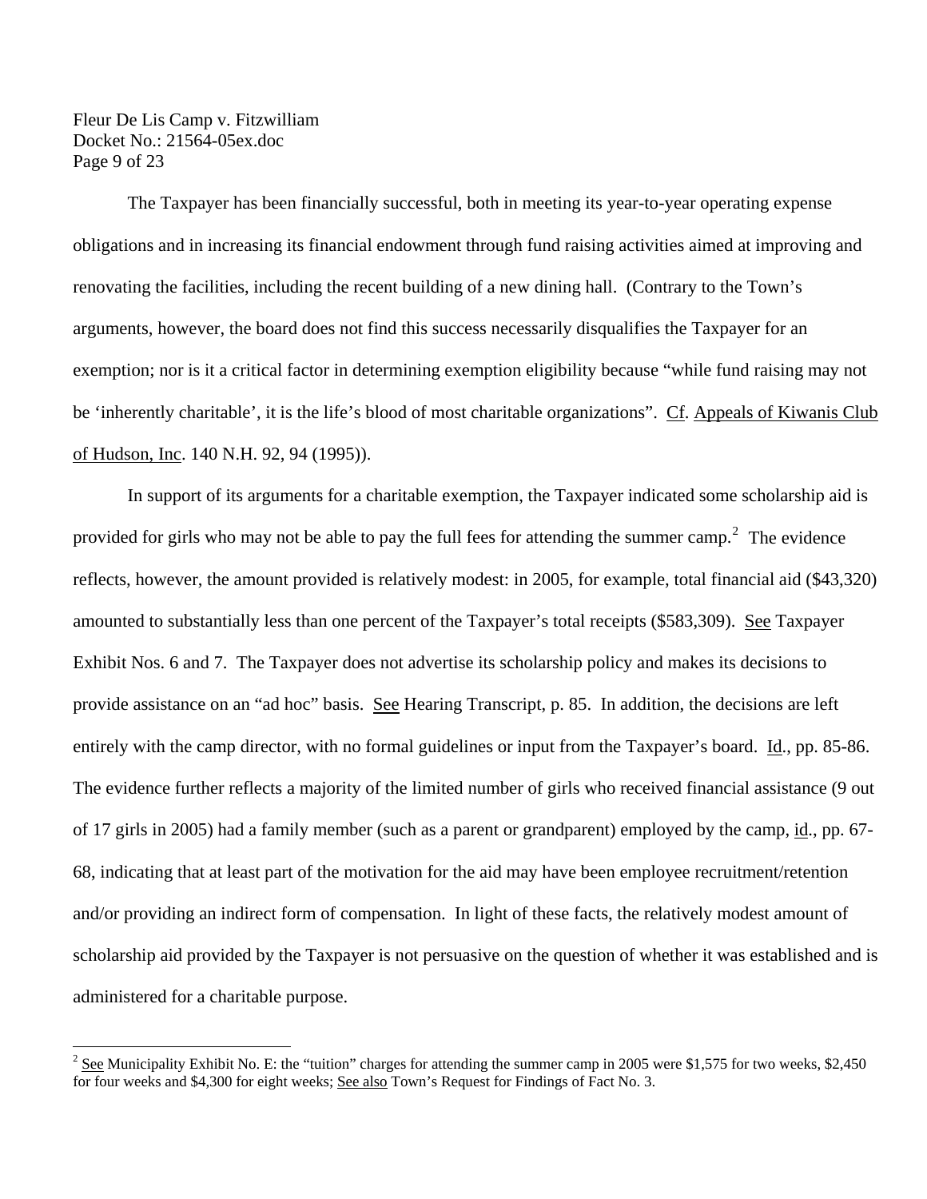The Taxpayer has been financially successful, both in meeting its year-to-year operating expense obligations and in increasing its financial endowment through fund raising activities aimed at improving and renovating the facilities, including the recent building of a new dining hall. (Contrary to the Town's arguments, however, the board does not find this success necessarily disqualifies the Taxpayer for an exemption; nor is it a critical factor in determining exemption eligibility because "while fund raising may not be 'inherently charitable', it is the life's blood of most charitable organizations". Cf. Appeals of Kiwanis Club of Hudson, Inc. 140 N.H. 92, 94 (1995)).

In support of its arguments for a charitable exemption, the Taxpayer indicated some scholarship aid is provided for girls who may not be able to pay the full fees for attending the summer camp.[2] The evidence reflects, however, the amount provided is relatively modest: in 2005, for example, total financial aid ($43,320) amounted to substantially less than one percent of the Taxpayer's total receipts ($583,309). See Taxpayer Exhibit Nos. 6 and 7. The Taxpayer does not advertise its scholarship policy and makes its decisions to provide assistance on an "ad hoc" basis. See Hearing Transcript, p. 85. In addition, the decisions are left entirely with the camp director, with no formal guidelines or input from the Taxpayer's board. Id., pp. 85-86. The evidence further reflects a majority of the limited number of girls who received financial assistance (9 out of 17 girls in 2005) had a family member (such as a parent or grandparent) employed by the camp, id., pp. 67-68, indicating that at least part of the motivation for the aid may have been employee recruitment/retention and/or providing an indirect form of compensation. In light of these facts, the relatively modest amount of scholarship aid provided by the Taxpayer is not persuasive on the question of whether it was established and is administered for a charitable purpose.

[2] See Municipality Exhibit No. E: the "tuition" charges for attending the summer camp in 2005 were $1,575 for two weeks, $2,450 for four weeks and $4,300 for eight weeks; See also Town's Request for Findings of Fact No. 3.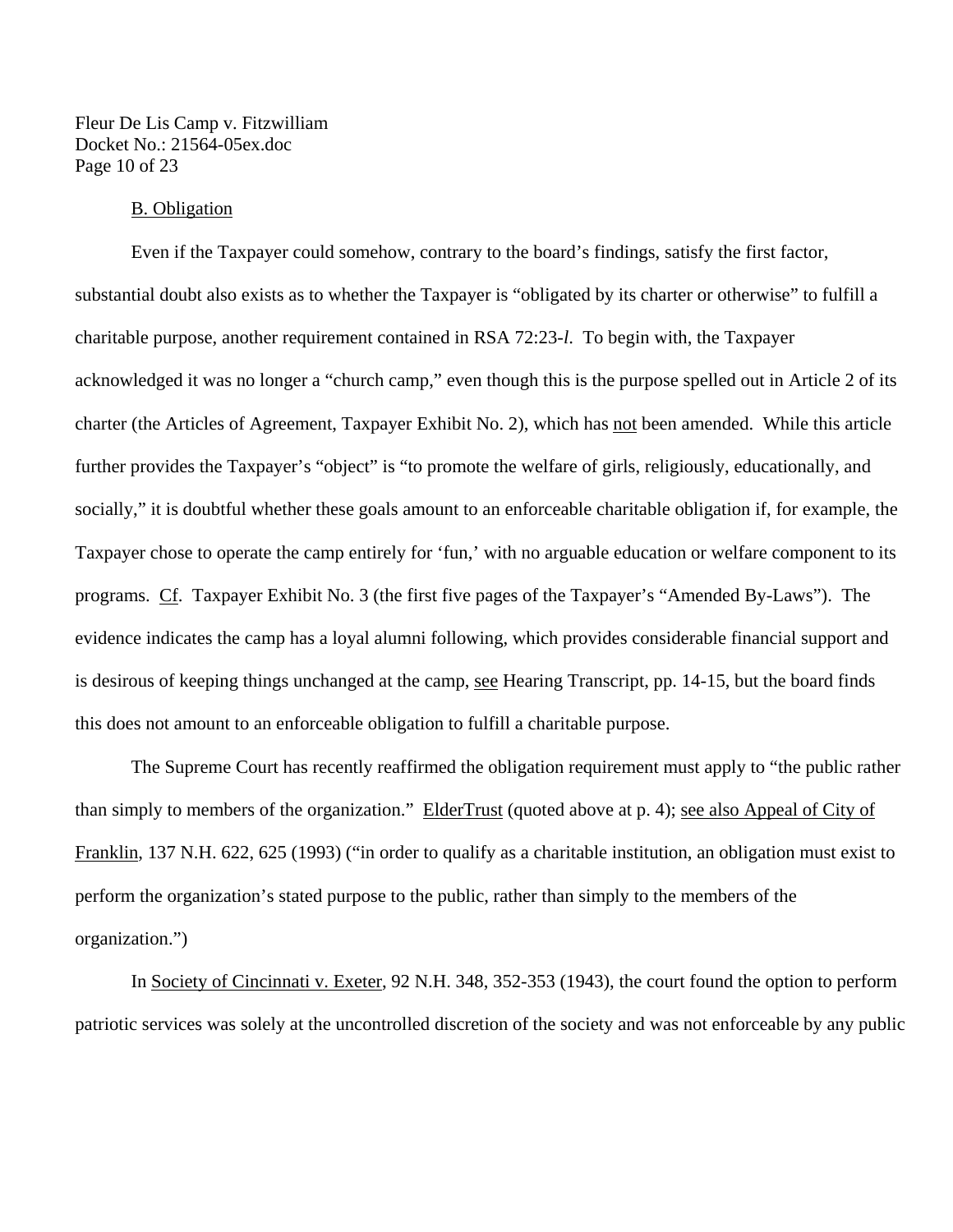B. Obligation

Even if the Taxpayer could somehow, contrary to the board's findings, satisfy the first factor, substantial doubt also exists as to whether the Taxpayer is "obligated by its charter or otherwise" to fulfill a charitable purpose, another requirement contained in RSA 72:23-*l*. To begin with, the Taxpayer acknowledged it was no longer a "church camp," even though this is the purpose spelled out in Article 2 of its charter (the Articles of Agreement, Taxpayer Exhibit No. 2), which has not been amended. While this article further provides the Taxpayer's "object" is "to promote the welfare of girls, religiously, educationally, and socially," it is doubtful whether these goals amount to an enforceable charitable obligation if, for example, the Taxpayer chose to operate the camp entirely for 'fun,' with no arguable education or welfare component to its programs. Cf. Taxpayer Exhibit No. 3 (the first five pages of the Taxpayer's "Amended By-Laws"). The evidence indicates the camp has a loyal alumni following, which provides considerable financial support and is desirous of keeping things unchanged at the camp, see Hearing Transcript, pp. 14-15, but the board finds this does not amount to an enforceable obligation to fulfill a charitable purpose.

The Supreme Court has recently reaffirmed the obligation requirement must apply to "the public rather than simply to members of the organization." ElderTrust (quoted above at p. 4); see also Appeal of City of Franklin, 137 N.H. 622, 625 (1993) ("in order to qualify as a charitable institution, an obligation must exist to perform the organization's stated purpose to the public, rather than simply to the members of the organization.")

In Society of Cincinnati v. Exeter, 92 N.H. 348, 352-353 (1943), the court found the option to perform patriotic services was solely at the uncontrolled discretion of the society and was not enforceable by any public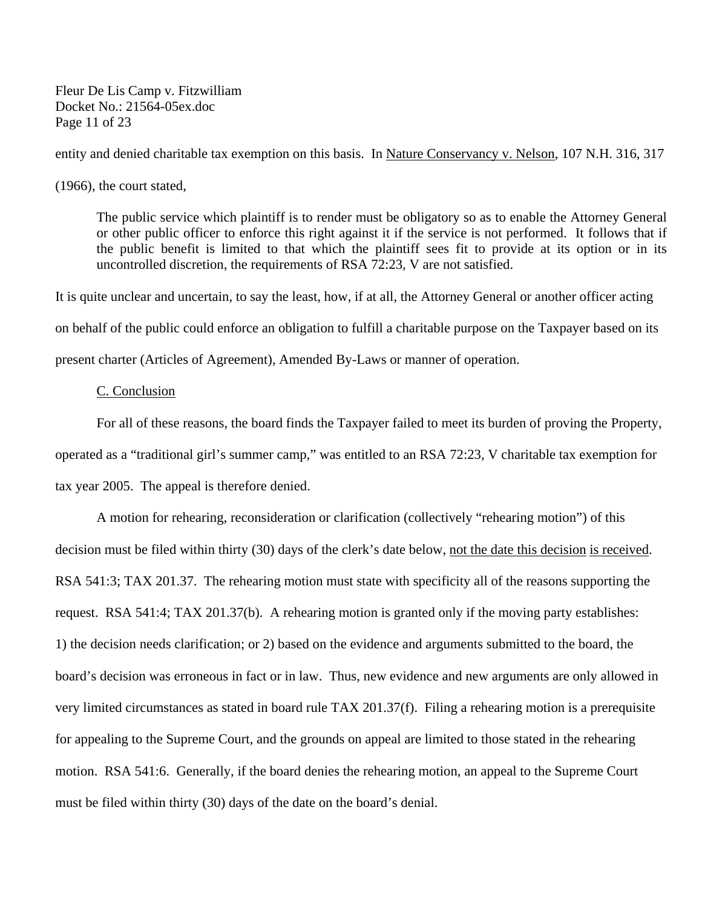entity and denied charitable tax exemption on this basis. In Nature Conservancy v. Nelson, 107 N.H. 316, 317 (1966), the court stated,

> The public service which plaintiff is to render must be obligatory so as to enable the Attorney General or other public officer to enforce this right against it if the service is not performed. It follows that if the public benefit is limited to that which the plaintiff sees fit to provide at its option or in its uncontrolled discretion, the requirements of RSA 72:23, V are not satisfied.

It is quite unclear and uncertain, to say the least, how, if at all, the Attorney General or another officer acting on behalf of the public could enforce an obligation to fulfill a charitable purpose on the Taxpayer based on its present charter (Articles of Agreement), Amended By-Laws or manner of operation.

C. Conclusion

For all of these reasons, the board finds the Taxpayer failed to meet its burden of proving the Property, operated as a "traditional girl's summer camp," was entitled to an RSA 72:23, V charitable tax exemption for tax year 2005. The appeal is therefore denied.

A motion for rehearing, reconsideration or clarification (collectively "rehearing motion") of this decision must be filed within thirty (30) days of the clerk's date below, not the date this decision is received. RSA 541:3; TAX 201.37. The rehearing motion must state with specificity all of the reasons supporting the request. RSA 541:4; TAX 201.37(b). A rehearing motion is granted only if the moving party establishes: 1) the decision needs clarification; or 2) based on the evidence and arguments submitted to the board, the board's decision was erroneous in fact or in law. Thus, new evidence and new arguments are only allowed in very limited circumstances as stated in board rule TAX 201.37(f). Filing a rehearing motion is a prerequisite for appealing to the Supreme Court, and the grounds on appeal are limited to those stated in the rehearing motion. RSA 541:6. Generally, if the board denies the rehearing motion, an appeal to the Supreme Court must be filed within thirty (30) days of the date on the board's denial.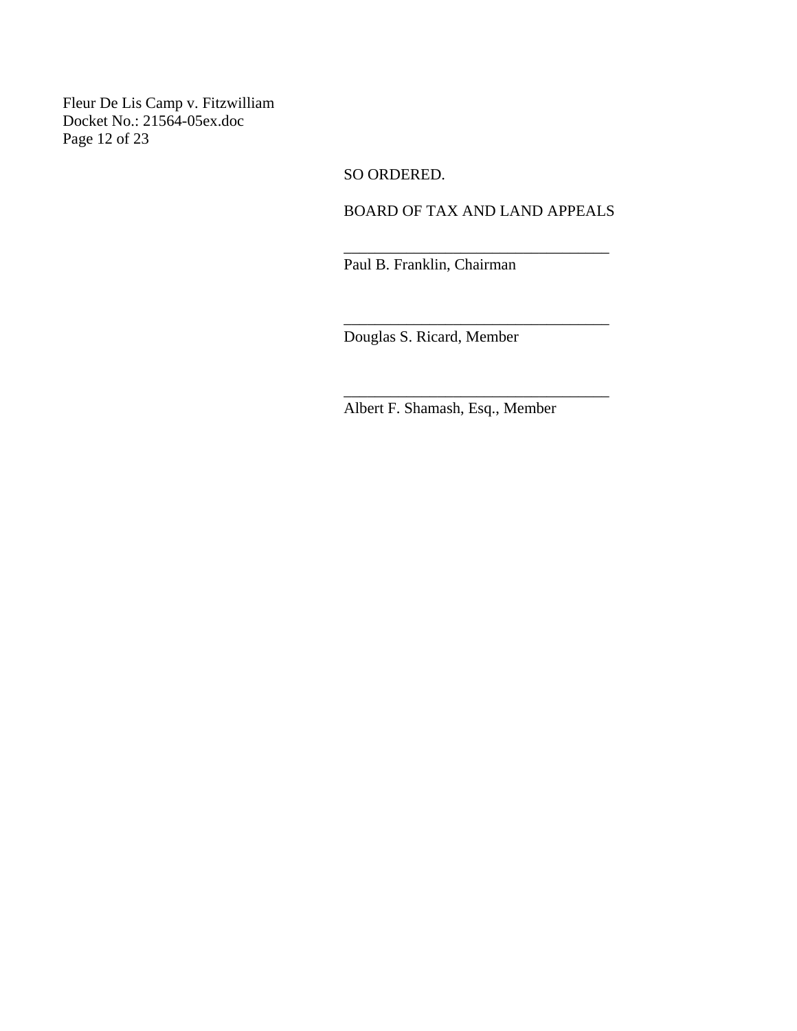SO ORDERED.

BOARD OF TAX AND LAND APPEALS

__________________________________
Paul B. Franklin, Chairman

__________________________________
Douglas S. Ricard, Member

__________________________________
Albert F. Shamash, Esq., Member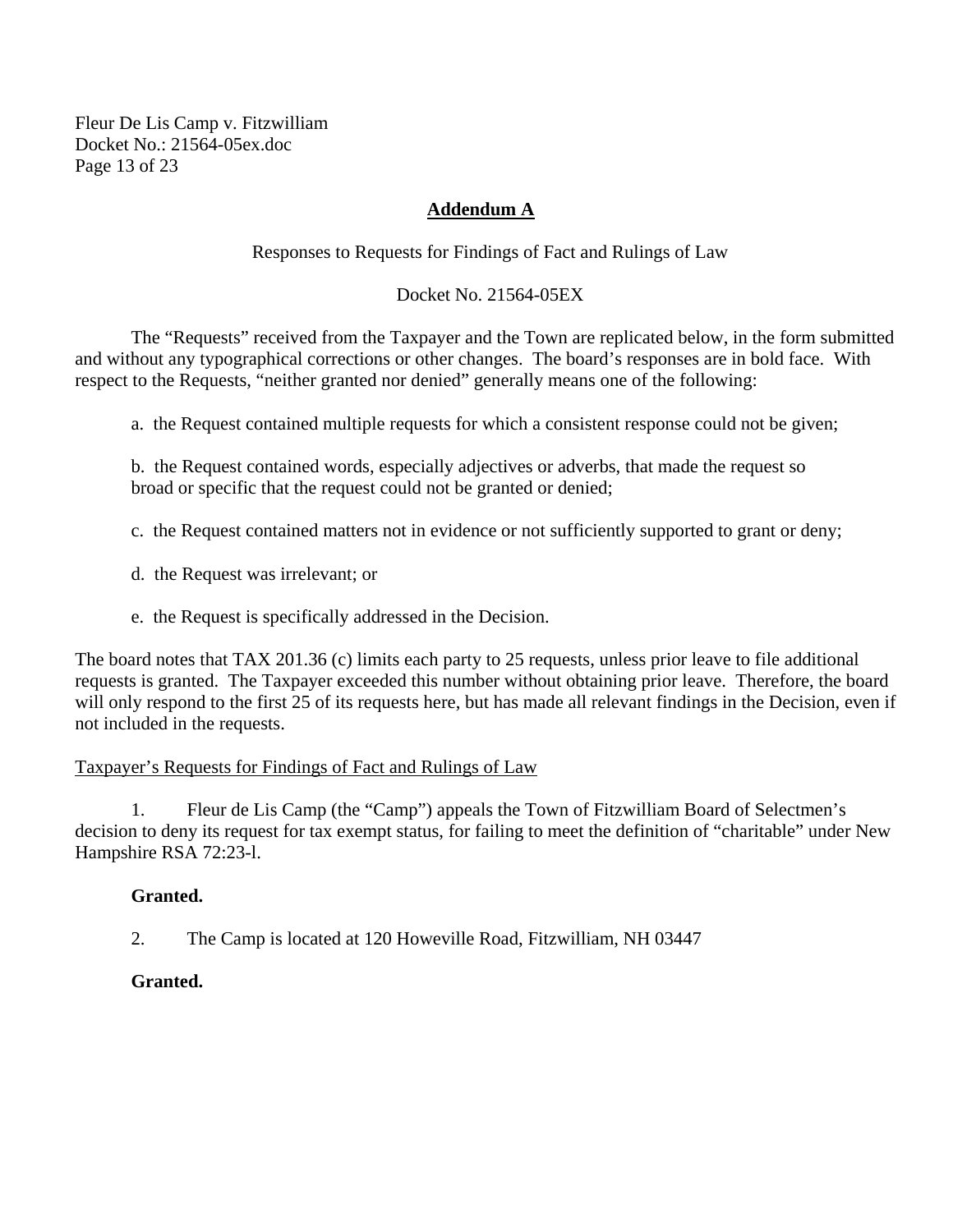## Addendum A

Responses to Requests for Findings of Fact and Rulings of Law

Docket No. 21564-05EX

The "Requests" received from the Taxpayer and the Town are replicated below, in the form submitted and without any typographical corrections or other changes. The board's responses are in bold face. With respect to the Requests, "neither granted nor denied" generally means one of the following:

a. the Request contained multiple requests for which a consistent response could not be given;

b. the Request contained words, especially adjectives or adverbs, that made the request so broad or specific that the request could not be granted or denied;

c. the Request contained matters not in evidence or not sufficiently supported to grant or deny;

d. the Request was irrelevant; or

e. the Request is specifically addressed in the Decision.

The board notes that TAX 201.36 (c) limits each party to 25 requests, unless prior leave to file additional requests is granted. The Taxpayer exceeded this number without obtaining prior leave. Therefore, the board will only respond to the first 25 of its requests here, but has made all relevant findings in the Decision, even if not included in the requests.

Taxpayer's Requests for Findings of Fact and Rulings of Law

1. Fleur de Lis Camp (the "Camp") appeals the Town of Fitzwilliam Board of Selectmen's decision to deny its request for tax exempt status, for failing to meet the definition of "charitable" under New Hampshire RSA 72:23-l.

**Granted.**

2. The Camp is located at 120 Howeville Road, Fitzwilliam, NH 03447

**Granted.**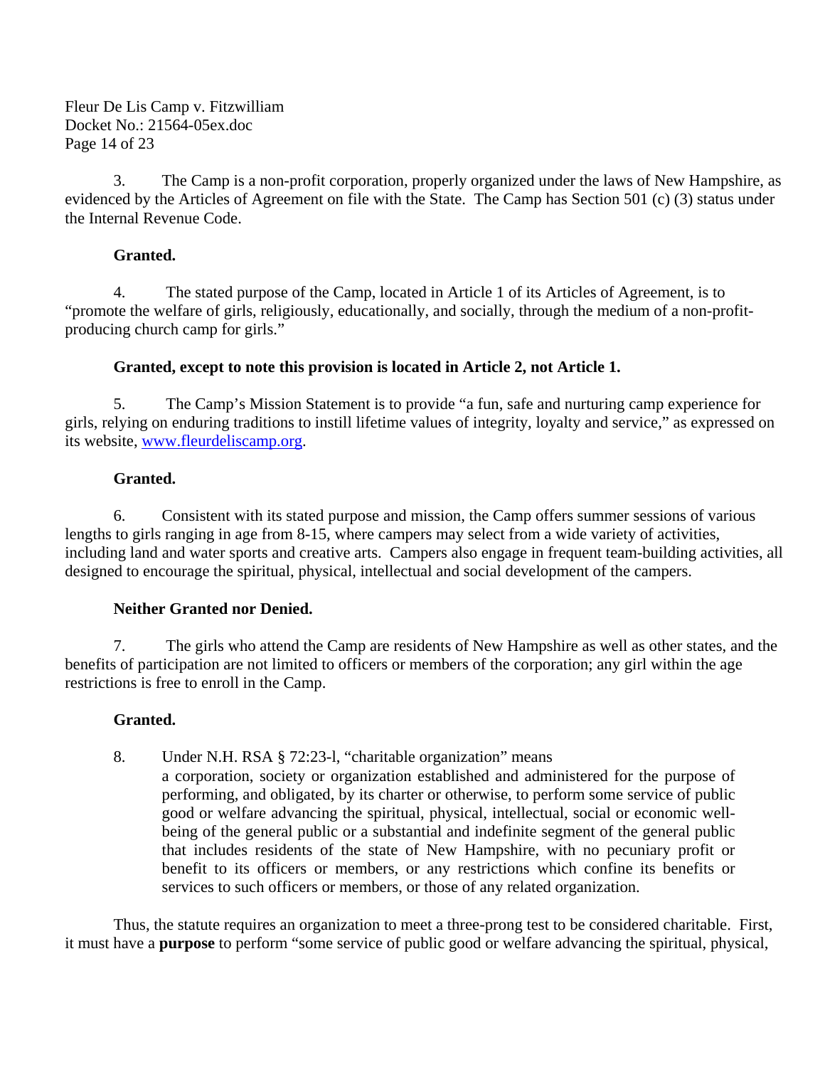3. The Camp is a non-profit corporation, properly organized under the laws of New Hampshire, as evidenced by the Articles of Agreement on file with the State. The Camp has Section 501 (c) (3) status under the Internal Revenue Code.

**Granted.**

4. The stated purpose of the Camp, located in Article 1 of its Articles of Agreement, is to "promote the welfare of girls, religiously, educationally, and socially, through the medium of a non-profit-producing church camp for girls."

**Granted, except to note this provision is located in Article 2, not Article 1.**

5. The Camp's Mission Statement is to provide "a fun, safe and nurturing camp experience for girls, relying on enduring traditions to instill lifetime values of integrity, loyalty and service," as expressed on its website, www.fleurdeliscamp.org.

**Granted.**

6. Consistent with its stated purpose and mission, the Camp offers summer sessions of various lengths to girls ranging in age from 8-15, where campers may select from a wide variety of activities, including land and water sports and creative arts. Campers also engage in frequent team-building activities, all designed to encourage the spiritual, physical, intellectual and social development of the campers.

**Neither Granted nor Denied.**

7. The girls who attend the Camp are residents of New Hampshire as well as other states, and the benefits of participation are not limited to officers or members of the corporation; any girl within the age restrictions is free to enroll in the Camp.

**Granted.**

8. Under N.H. RSA § 72:23-l, "charitable organization" means

> a corporation, society or organization established and administered for the purpose of performing, and obligated, by its charter or otherwise, to perform some service of public good or welfare advancing the spiritual, physical, intellectual, social or economic well-being of the general public or a substantial and indefinite segment of the general public that includes residents of the state of New Hampshire, with no pecuniary profit or benefit to its officers or members, or any restrictions which confine its benefits or services to such officers or members, or those of any related organization.

Thus, the statute requires an organization to meet a three-prong test to be considered charitable. First, it must have a **purpose** to perform "some service of public good or welfare advancing the spiritual, physical,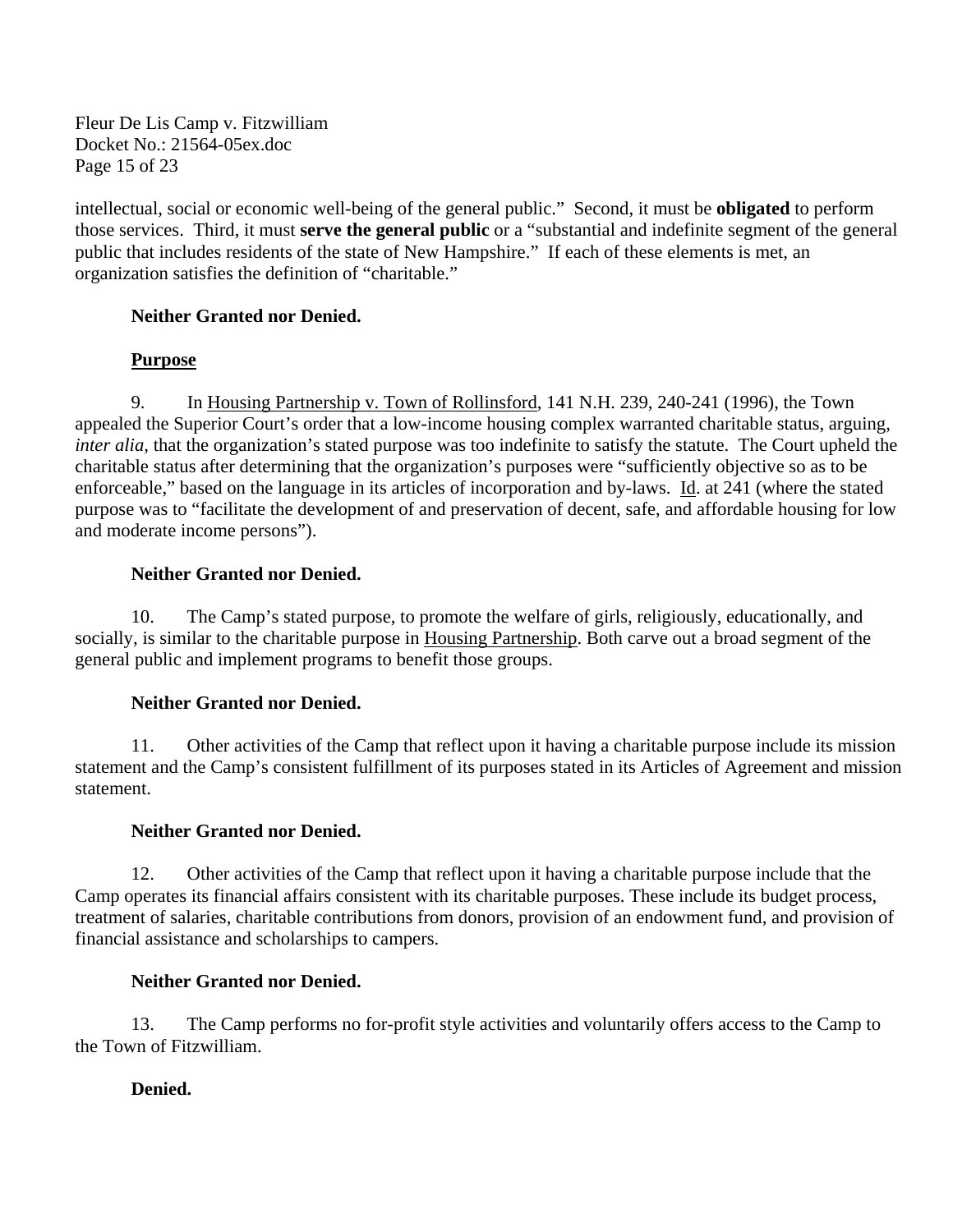intellectual, social or economic well-being of the general public." Second, it must be **obligated** to perform those services. Third, it must **serve the general public** or a "substantial and indefinite segment of the general public that includes residents of the state of New Hampshire." If each of these elements is met, an organization satisfies the definition of "charitable."

**Neither Granted nor Denied.**

**Purpose**

9. In Housing Partnership v. Town of Rollinsford, 141 N.H. 239, 240-241 (1996), the Town appealed the Superior Court's order that a low-income housing complex warranted charitable status, arguing, *inter alia*, that the organization's stated purpose was too indefinite to satisfy the statute. The Court upheld the charitable status after determining that the organization's purposes were "sufficiently objective so as to be enforceable," based on the language in its articles of incorporation and by-laws. Id. at 241 (where the stated purpose was to "facilitate the development of and preservation of decent, safe, and affordable housing for low and moderate income persons").

**Neither Granted nor Denied.**

10. The Camp's stated purpose, to promote the welfare of girls, religiously, educationally, and socially, is similar to the charitable purpose in Housing Partnership. Both carve out a broad segment of the general public and implement programs to benefit those groups.

**Neither Granted nor Denied.**

11. Other activities of the Camp that reflect upon it having a charitable purpose include its mission statement and the Camp's consistent fulfillment of its purposes stated in its Articles of Agreement and mission statement.

**Neither Granted nor Denied.**

12. Other activities of the Camp that reflect upon it having a charitable purpose include that the Camp operates its financial affairs consistent with its charitable purposes. These include its budget process, treatment of salaries, charitable contributions from donors, provision of an endowment fund, and provision of financial assistance and scholarships to campers.

**Neither Granted nor Denied.**

13. The Camp performs no for-profit style activities and voluntarily offers access to the Camp to the Town of Fitzwilliam.

**Denied.**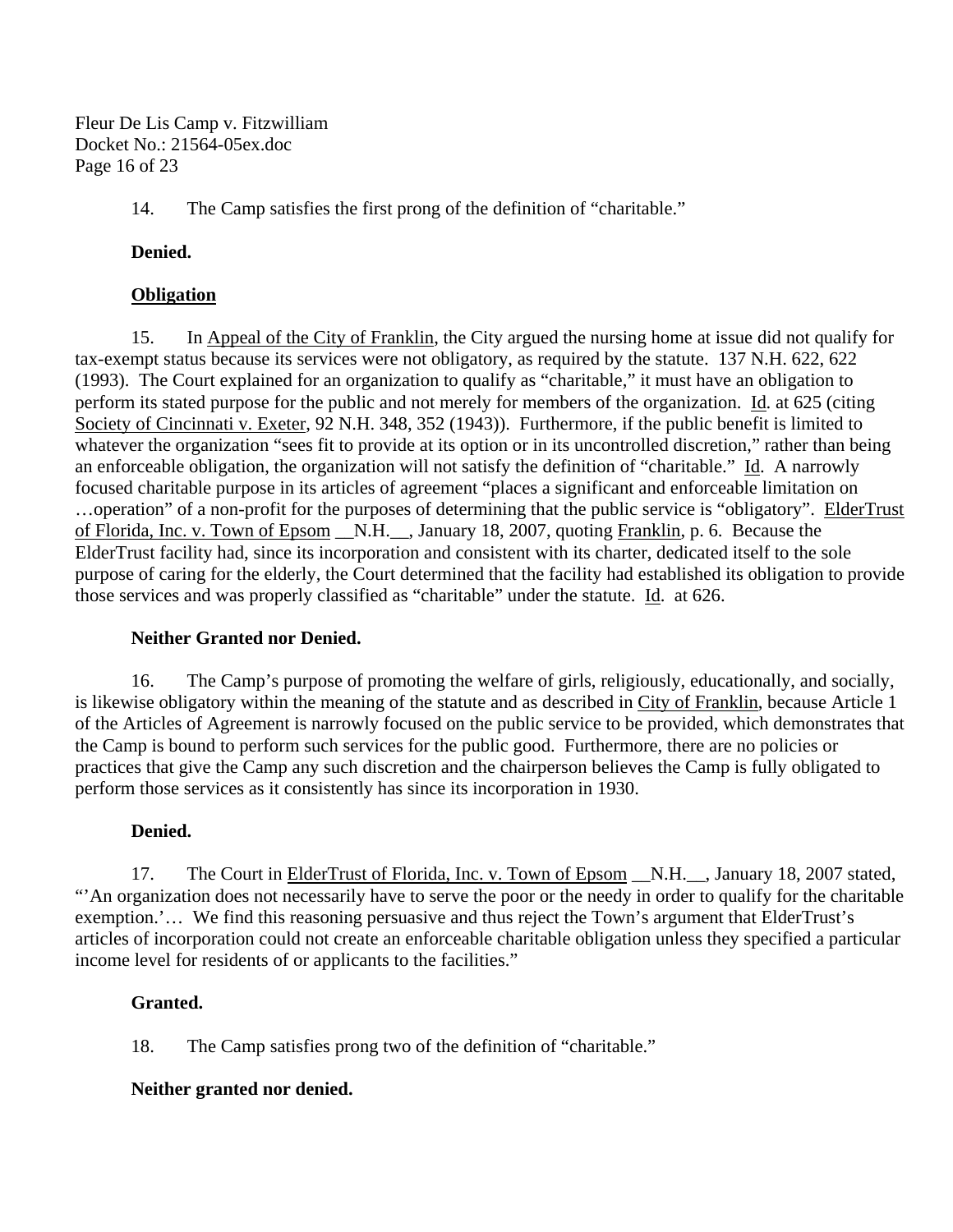14. The Camp satisfies the first prong of the definition of "charitable."

**Denied.**

**<u>Obligation</u>**

15. In <u>Appeal of the City of Franklin</u>, the City argued the nursing home at issue did not qualify for tax-exempt status because its services were not obligatory, as required by the statute. 137 N.H. 622, 622 (1993). The Court explained for an organization to qualify as "charitable," it must have an obligation to perform its stated purpose for the public and not merely for members of the organization. <u>Id</u>. at 625 (citing <u>Society of Cincinnati v. Exeter</u>, 92 N.H. 348, 352 (1943)). Furthermore, if the public benefit is limited to whatever the organization "sees fit to provide at its option or in its uncontrolled discretion," rather than being an enforceable obligation, the organization will not satisfy the definition of "charitable." <u>Id</u>. A narrowly focused charitable purpose in its articles of agreement "places a significant and enforceable limitation on …operation" of a non-profit for the purposes of determining that the public service is "obligatory". <u>ElderTrust of Florida, Inc. v. Town of Epsom</u> __N.H.__, January 18, 2007, quoting <u>Franklin</u>, p. 6. Because the ElderTrust facility had, since its incorporation and consistent with its charter, dedicated itself to the sole purpose of caring for the elderly, the Court determined that the facility had established its obligation to provide those services and was properly classified as "charitable" under the statute. <u>Id</u>. at 626.

**Neither Granted nor Denied.**

16. The Camp's purpose of promoting the welfare of girls, religiously, educationally, and socially, is likewise obligatory within the meaning of the statute and as described in <u>City of Franklin</u>, because Article 1 of the Articles of Agreement is narrowly focused on the public service to be provided, which demonstrates that the Camp is bound to perform such services for the public good. Furthermore, there are no policies or practices that give the Camp any such discretion and the chairperson believes the Camp is fully obligated to perform those services as it consistently has since its incorporation in 1930.

**Denied.**

17. The Court in <u>ElderTrust of Florida, Inc. v. Town of Epsom</u> __N.H.__, January 18, 2007 stated, "'An organization does not necessarily have to serve the poor or the needy in order to qualify for the charitable exemption.'… We find this reasoning persuasive and thus reject the Town's argument that ElderTrust's articles of incorporation could not create an enforceable charitable obligation unless they specified a particular income level for residents of or applicants to the facilities."

**Granted.**

18. The Camp satisfies prong two of the definition of "charitable."

**Neither granted nor denied.**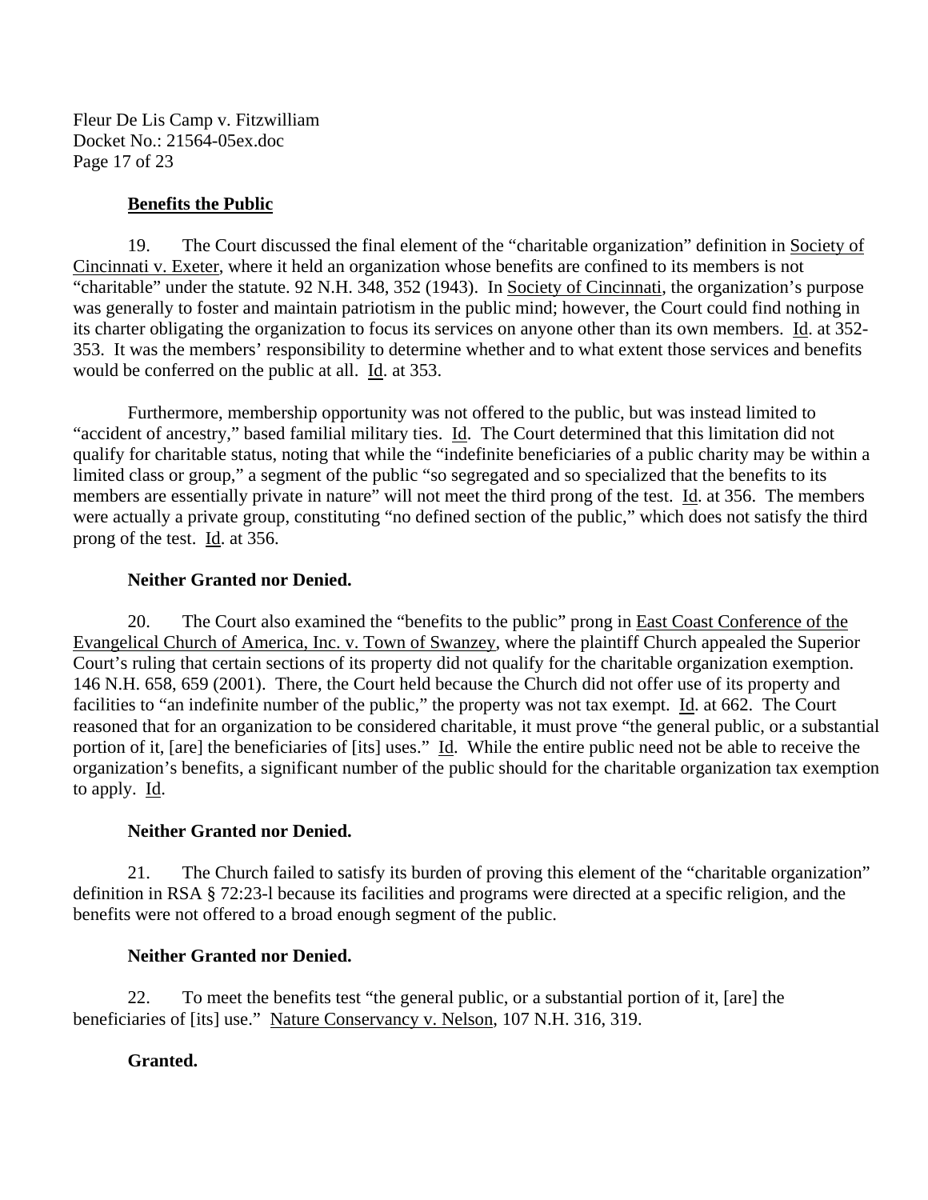**Benefits the Public**

19. The Court discussed the final element of the "charitable organization" definition in Society of Cincinnati v. Exeter, where it held an organization whose benefits are confined to its members is not "charitable" under the statute. 92 N.H. 348, 352 (1943). In Society of Cincinnati, the organization's purpose was generally to foster and maintain patriotism in the public mind; however, the Court could find nothing in its charter obligating the organization to focus its services on anyone other than its own members. Id. at 352-353. It was the members' responsibility to determine whether and to what extent those services and benefits would be conferred on the public at all. Id. at 353.

Furthermore, membership opportunity was not offered to the public, but was instead limited to "accident of ancestry," based familial military ties. Id. The Court determined that this limitation did not qualify for charitable status, noting that while the "indefinite beneficiaries of a public charity may be within a limited class or group," a segment of the public "so segregated and so specialized that the benefits to its members are essentially private in nature" will not meet the third prong of the test. Id. at 356. The members were actually a private group, constituting "no defined section of the public," which does not satisfy the third prong of the test. Id. at 356.

**Neither Granted nor Denied.**

20. The Court also examined the "benefits to the public" prong in East Coast Conference of the Evangelical Church of America, Inc. v. Town of Swanzey, where the plaintiff Church appealed the Superior Court's ruling that certain sections of its property did not qualify for the charitable organization exemption. 146 N.H. 658, 659 (2001). There, the Court held because the Church did not offer use of its property and facilities to "an indefinite number of the public," the property was not tax exempt. Id. at 662. The Court reasoned that for an organization to be considered charitable, it must prove "the general public, or a substantial portion of it, [are] the beneficiaries of [its] uses." Id. While the entire public need not be able to receive the organization's benefits, a significant number of the public should for the charitable organization tax exemption to apply. Id.

**Neither Granted nor Denied.**

21. The Church failed to satisfy its burden of proving this element of the "charitable organization" definition in RSA § 72:23-l because its facilities and programs were directed at a specific religion, and the benefits were not offered to a broad enough segment of the public.

**Neither Granted nor Denied.**

22. To meet the benefits test "the general public, or a substantial portion of it, [are] the beneficiaries of [its] use." Nature Conservancy v. Nelson, 107 N.H. 316, 319.

**Granted.**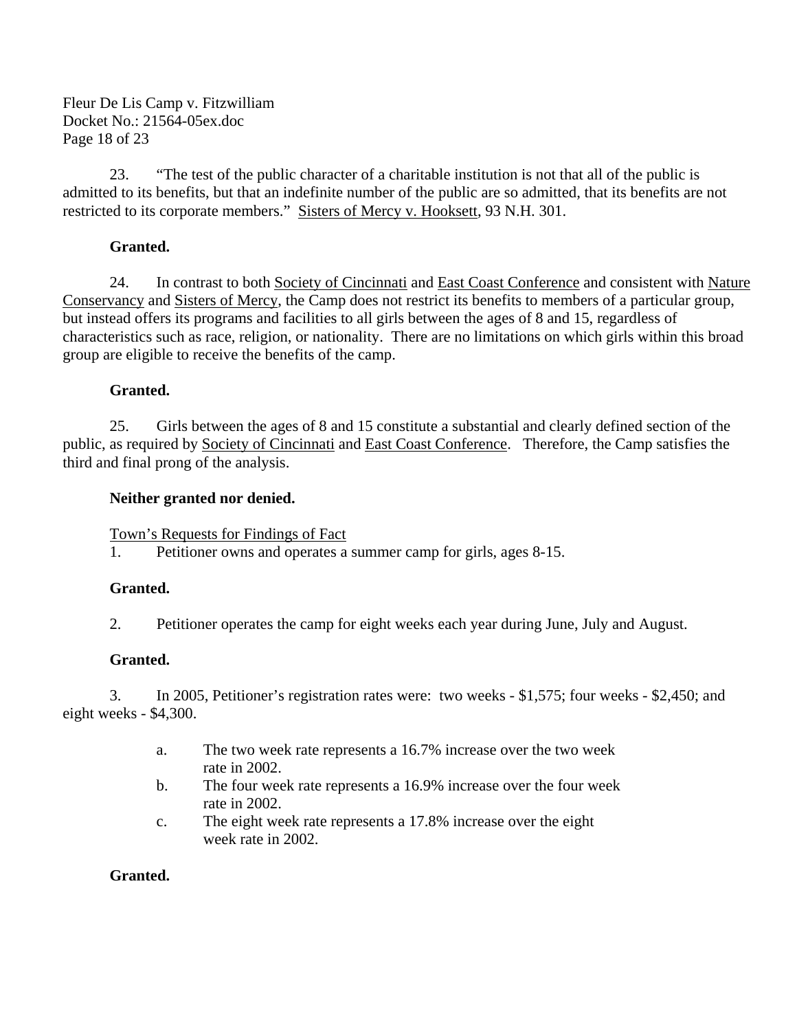23. "The test of the public character of a charitable institution is not that all of the public is admitted to its benefits, but that an indefinite number of the public are so admitted, that its benefits are not restricted to its corporate members." Sisters of Mercy v. Hooksett, 93 N.H. 301.

**Granted.**

24. In contrast to both Society of Cincinnati and East Coast Conference and consistent with Nature Conservancy and Sisters of Mercy, the Camp does not restrict its benefits to members of a particular group, but instead offers its programs and facilities to all girls between the ages of 8 and 15, regardless of characteristics such as race, religion, or nationality. There are no limitations on which girls within this broad group are eligible to receive the benefits of the camp.

**Granted.**

25. Girls between the ages of 8 and 15 constitute a substantial and clearly defined section of the public, as required by Society of Cincinnati and East Coast Conference. Therefore, the Camp satisfies the third and final prong of the analysis.

**Neither granted nor denied.**

Town's Requests for Findings of Fact

1. Petitioner owns and operates a summer camp for girls, ages 8-15.

**Granted.**

2. Petitioner operates the camp for eight weeks each year during June, July and August.

**Granted.**

3. In 2005, Petitioner's registration rates were: two weeks - $1,575; four weeks - $2,450; and eight weeks - $4,300.

   a. The two week rate represents a 16.7% increase over the two week rate in 2002.
   b. The four week rate represents a 16.9% increase over the four week rate in 2002.
   c. The eight week rate represents a 17.8% increase over the eight week rate in 2002.

**Granted.**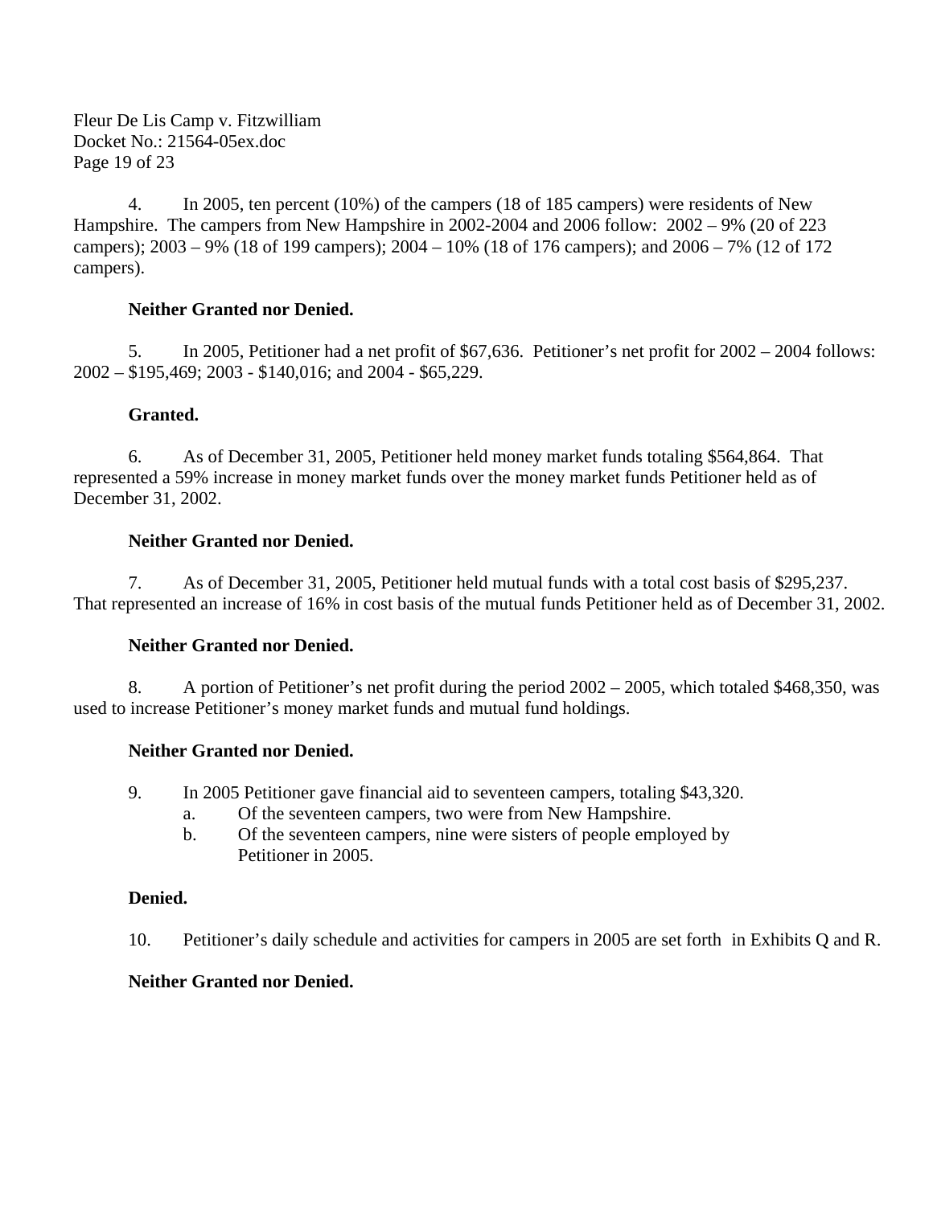4. In 2005, ten percent (10%) of the campers (18 of 185 campers) were residents of New Hampshire. The campers from New Hampshire in 2002-2004 and 2006 follow: 2002 – 9% (20 of 223 campers); 2003 – 9% (18 of 199 campers); 2004 – 10% (18 of 176 campers); and 2006 – 7% (12 of 172 campers).

**Neither Granted nor Denied.**

5. In 2005, Petitioner had a net profit of $67,636. Petitioner's net profit for 2002 – 2004 follows: 2002 – $195,469; 2003 - $140,016; and 2004 - $65,229.

**Granted.**

6. As of December 31, 2005, Petitioner held money market funds totaling $564,864. That represented a 59% increase in money market funds over the money market funds Petitioner held as of December 31, 2002.

**Neither Granted nor Denied.**

7. As of December 31, 2005, Petitioner held mutual funds with a total cost basis of $295,237. That represented an increase of 16% in cost basis of the mutual funds Petitioner held as of December 31, 2002.

**Neither Granted nor Denied.**

8. A portion of Petitioner's net profit during the period 2002 – 2005, which totaled $468,350, was used to increase Petitioner's money market funds and mutual fund holdings.

**Neither Granted nor Denied.**

9. In 2005 Petitioner gave financial aid to seventeen campers, totaling $43,320.
   a. Of the seventeen campers, two were from New Hampshire.
   b. Of the seventeen campers, nine were sisters of people employed by Petitioner in 2005.

**Denied.**

10. Petitioner's daily schedule and activities for campers in 2005 are set forth in Exhibits Q and R.

**Neither Granted nor Denied.**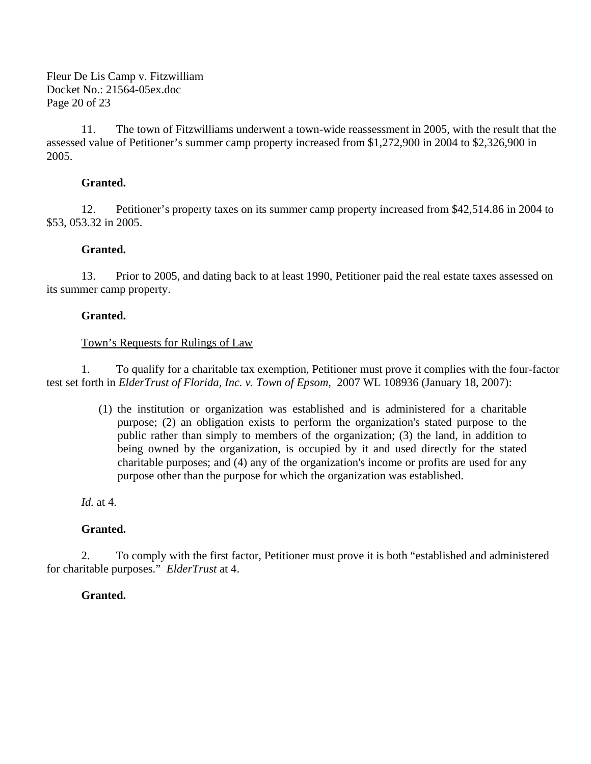11. The town of Fitzwilliams underwent a town-wide reassessment in 2005, with the result that the assessed value of Petitioner's summer camp property increased from $1,272,900 in 2004 to $2,326,900 in 2005.

**Granted.**

12. Petitioner's property taxes on its summer camp property increased from $42,514.86 in 2004 to $53, 053.32 in 2005.

**Granted.**

13. Prior to 2005, and dating back to at least 1990, Petitioner paid the real estate taxes assessed on its summer camp property.

**Granted.**

Town's Requests for Rulings of Law

1. To qualify for a charitable tax exemption, Petitioner must prove it complies with the four-factor test set forth in *ElderTrust of Florida, Inc. v. Town of Epsom,* 2007 WL 108936 (January 18, 2007):

> (1) the institution or organization was established and is administered for a charitable purpose; (2) an obligation exists to perform the organization's stated purpose to the public rather than simply to members of the organization; (3) the land, in addition to being owned by the organization, is occupied by it and used directly for the stated charitable purposes; and (4) any of the organization's income or profits are used for any purpose other than the purpose for which the organization was established.

*Id.* at 4.

**Granted.**

2. To comply with the first factor, Petitioner must prove it is both "established and administered for charitable purposes." *ElderTrust* at 4.

**Granted.**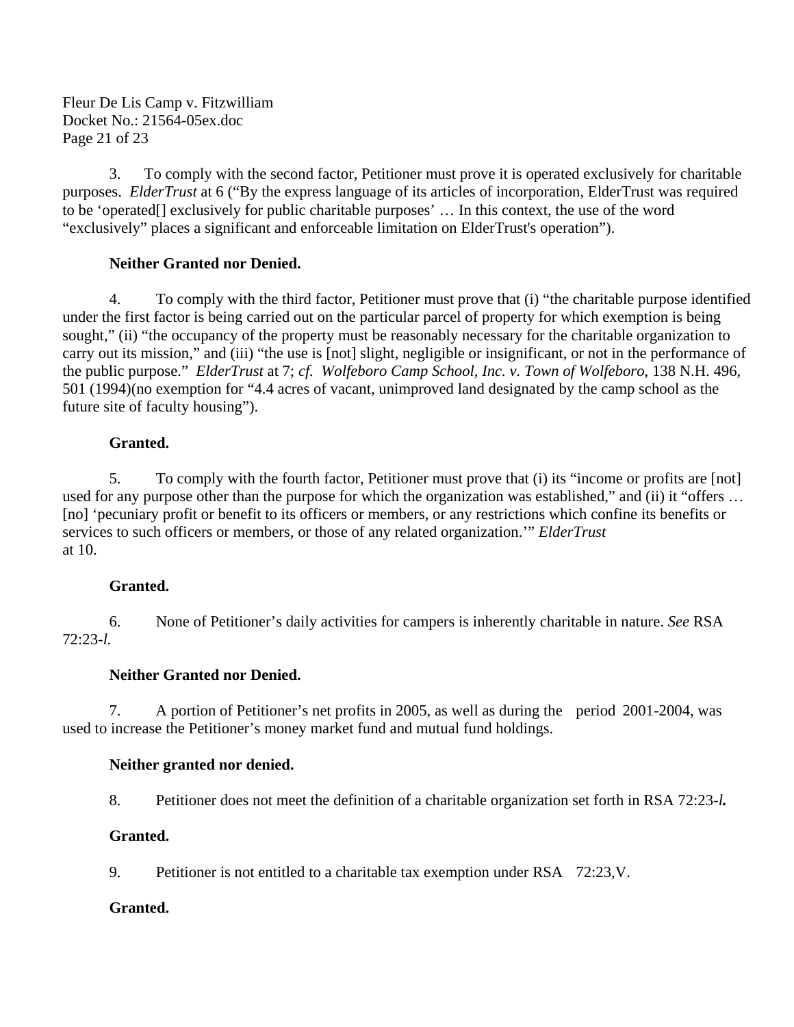3. To comply with the second factor, Petitioner must prove it is operated exclusively for charitable purposes. *ElderTrust* at 6 ("By the express language of its articles of incorporation, ElderTrust was required to be 'operated[] exclusively for public charitable purposes' … In this context, the use of the word "exclusively" places a significant and enforceable limitation on ElderTrust's operation").

**Neither Granted nor Denied.**

4. To comply with the third factor, Petitioner must prove that (i) "the charitable purpose identified under the first factor is being carried out on the particular parcel of property for which exemption is being sought," (ii) "the occupancy of the property must be reasonably necessary for the charitable organization to carry out its mission," and (iii) "the use is [not] slight, negligible or insignificant, or not in the performance of the public purpose." *ElderTrust* at 7; *cf. Wolfeboro Camp School, Inc. v. Town of Wolfeboro*, 138 N.H. 496, 501 (1994)(no exemption for "4.4 acres of vacant, unimproved land designated by the camp school as the future site of faculty housing").

**Granted.**

5. To comply with the fourth factor, Petitioner must prove that (i) its "income or profits are [not] used for any purpose other than the purpose for which the organization was established," and (ii) it "offers … [no] 'pecuniary profit or benefit to its officers or members, or any restrictions which confine its benefits or services to such officers or members, or those of any related organization.'" *ElderTrust* at 10.

**Granted.**

6. None of Petitioner's daily activities for campers is inherently charitable in nature. *See* RSA 72:23-*l.*

**Neither Granted nor Denied.**

7. A portion of Petitioner's net profits in 2005, as well as during the period 2001-2004, was used to increase the Petitioner's money market fund and mutual fund holdings.

**Neither granted nor denied.**

8. Petitioner does not meet the definition of a charitable organization set forth in RSA 72:23-*l.*

**Granted.**

9. Petitioner is not entitled to a charitable tax exemption under RSA 72:23,V.

**Granted.**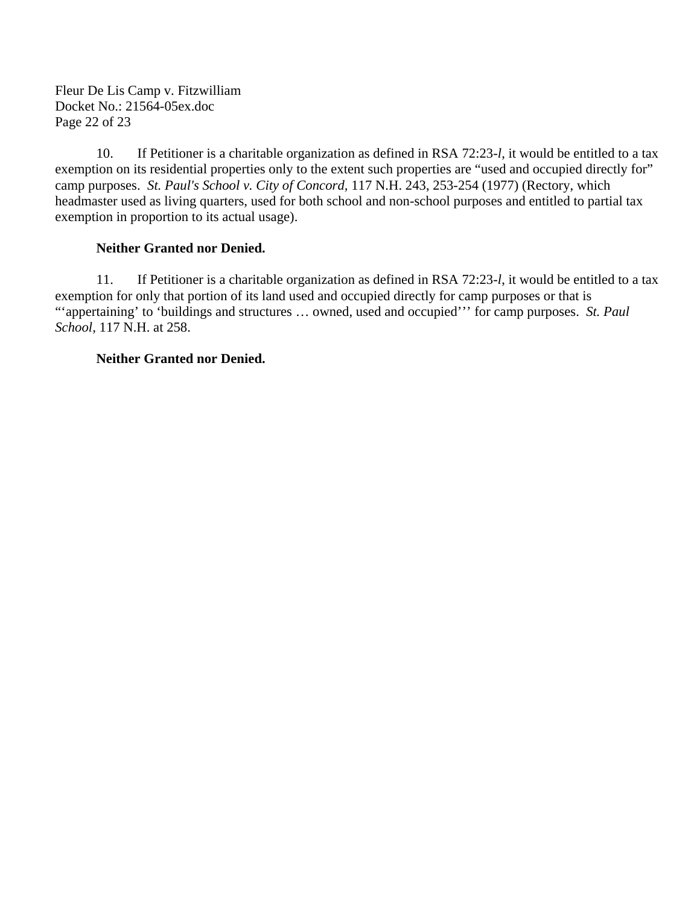10. If Petitioner is a charitable organization as defined in RSA 72:23-*l*, it would be entitled to a tax exemption on its residential properties only to the extent such properties are "used and occupied directly for" camp purposes. *St. Paul's School v. City of Concord*, 117 N.H. 243, 253-254 (1977) (Rectory, which headmaster used as living quarters, used for both school and non-school purposes and entitled to partial tax exemption in proportion to its actual usage).

**Neither Granted nor Denied.**

11. If Petitioner is a charitable organization as defined in RSA 72:23-*l*, it would be entitled to a tax exemption for only that portion of its land used and occupied directly for camp purposes or that is "'appertaining' to 'buildings and structures … owned, used and occupied''' for camp purposes. *St. Paul School*, 117 N.H. at 258.

**Neither Granted nor Denied.**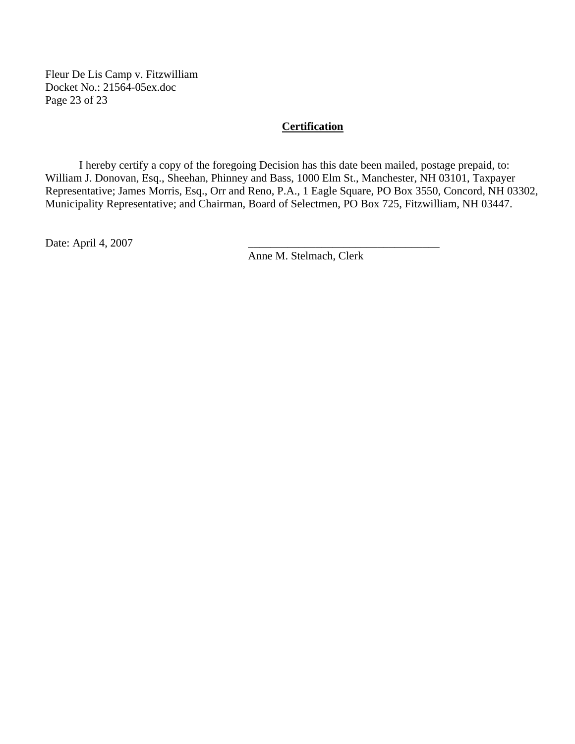**Certification**

I hereby certify a copy of the foregoing Decision has this date been mailed, postage prepaid, to: William J. Donovan, Esq., Sheehan, Phinney and Bass, 1000 Elm St., Manchester, NH 03101, Taxpayer Representative; James Morris, Esq., Orr and Reno, P.A., 1 Eagle Square, PO Box 3550, Concord, NH 03302, Municipality Representative; and Chairman, Board of Selectmen, PO Box 725, Fitzwilliam, NH 03447.

Date: April 4, 2007

__________________________________
Anne M. Stelmach, Clerk